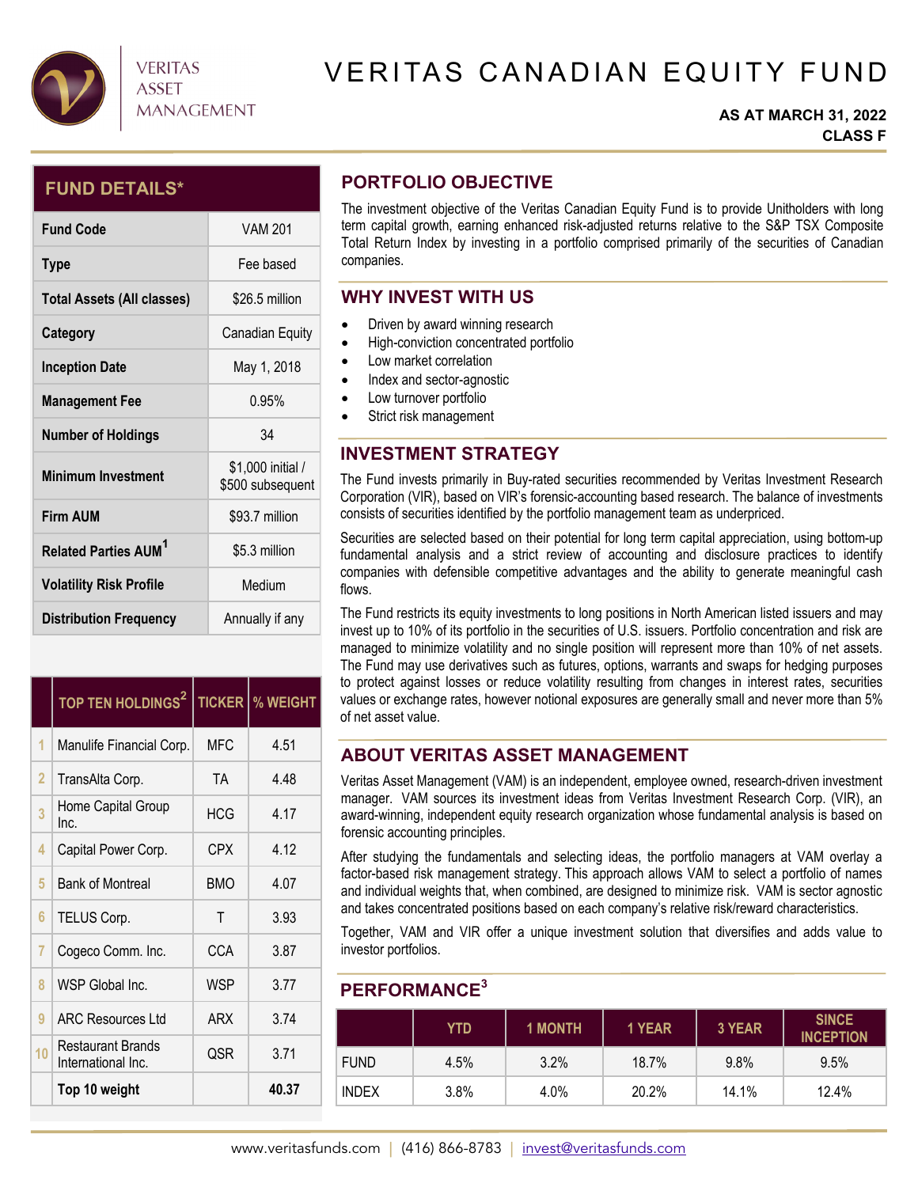VERITAS ASSET MANAGEMENT

# VERITAS CANADIAN EQUITY FUND

**AS AT MARCH 31, 2022**
**CLASS F**

## FUND DETAILS*

| Fund Code | VAM 201 |
|---|---|
| Type | Fee based |
| Total Assets (All classes) | $26.5 million |
| Category | Canadian Equity |
| Inception Date | May 1, 2018 |
| Management Fee | 0.95% |
| Number of Holdings | 34 |
| Minimum Investment | $1,000 initial / $500 subsequent |
| Firm AUM | $93.7 million |
| Related Parties AUM[1] | $5.3 million |
| Volatility Risk Profile | Medium |
| Distribution Frequency | Annually if any |

| | TOP TEN HOLDINGS[2] | TICKER | % WEIGHT |
|---|---|---|---|
| 1 | Manulife Financial Corp. | MFC | 4.51 |
| 2 | TransAlta Corp. | TA | 4.48 |
| 3 | Home Capital Group Inc. | HCG | 4.17 |
| 4 | Capital Power Corp. | CPX | 4.12 |
| 5 | Bank of Montreal | BMO | 4.07 |
| 6 | TELUS Corp. | T | 3.93 |
| 7 | Cogeco Comm. Inc. | CCA | 3.87 |
| 8 | WSP Global Inc. | WSP | 3.77 |
| 9 | ARC Resources Ltd | ARX | 3.74 |
| 10 | Restaurant Brands International Inc. | QSR | 3.71 |
| | **Top 10 weight** | | **40.37** |

## PORTFOLIO OBJECTIVE

The investment objective of the Veritas Canadian Equity Fund is to provide Unitholders with long term capital growth, earning enhanced risk-adjusted returns relative to the S&P TSX Composite Total Return Index by investing in a portfolio comprised primarily of the securities of Canadian companies.

## WHY INVEST WITH US

- Driven by award winning research
- High-conviction concentrated portfolio
- Low market correlation
- Index and sector-agnostic
- Low turnover portfolio
- Strict risk management

## INVESTMENT STRATEGY

The Fund invests primarily in Buy-rated securities recommended by Veritas Investment Research Corporation (VIR), based on VIR's forensic-accounting based research. The balance of investments consists of securities identified by the portfolio management team as underpriced.

Securities are selected based on their potential for long term capital appreciation, using bottom-up fundamental analysis and a strict review of accounting and disclosure practices to identify companies with defensible competitive advantages and the ability to generate meaningful cash flows.

The Fund restricts its equity investments to long positions in North American listed issuers and may invest up to 10% of its portfolio in the securities of U.S. issuers. Portfolio concentration and risk are managed to minimize volatility and no single position will represent more than 10% of net assets. The Fund may use derivatives such as futures, options, warrants and swaps for hedging purposes to protect against losses or reduce volatility resulting from changes in interest rates, securities values or exchange rates, however notional exposures are generally small and never more than 5% of net asset value.

## ABOUT VERITAS ASSET MANAGEMENT

Veritas Asset Management (VAM) is an independent, employee owned, research-driven investment manager. VAM sources its investment ideas from Veritas Investment Research Corp. (VIR), an award-winning, independent equity research organization whose fundamental analysis is based on forensic accounting principles.

After studying the fundamentals and selecting ideas, the portfolio managers at VAM overlay a factor-based risk management strategy. This approach allows VAM to select a portfolio of names and individual weights that, when combined, are designed to minimize risk. VAM is sector agnostic and takes concentrated positions based on each company's relative risk/reward characteristics.

Together, VAM and VIR offer a unique investment solution that diversifies and adds value to investor portfolios.

## PERFORMANCE[3]

| | YTD | 1 MONTH | 1 YEAR | 3 YEAR | SINCE INCEPTION |
|---|---|---|---|---|---|
| FUND | 4.5% | 3.2% | 18.7% | 9.8% | 9.5% |
| INDEX | 3.8% | 4.0% | 20.2% | 14.1% | 12.4% |

www.veritasfunds.com | (416) 866-8783 | invest@veritasfunds.com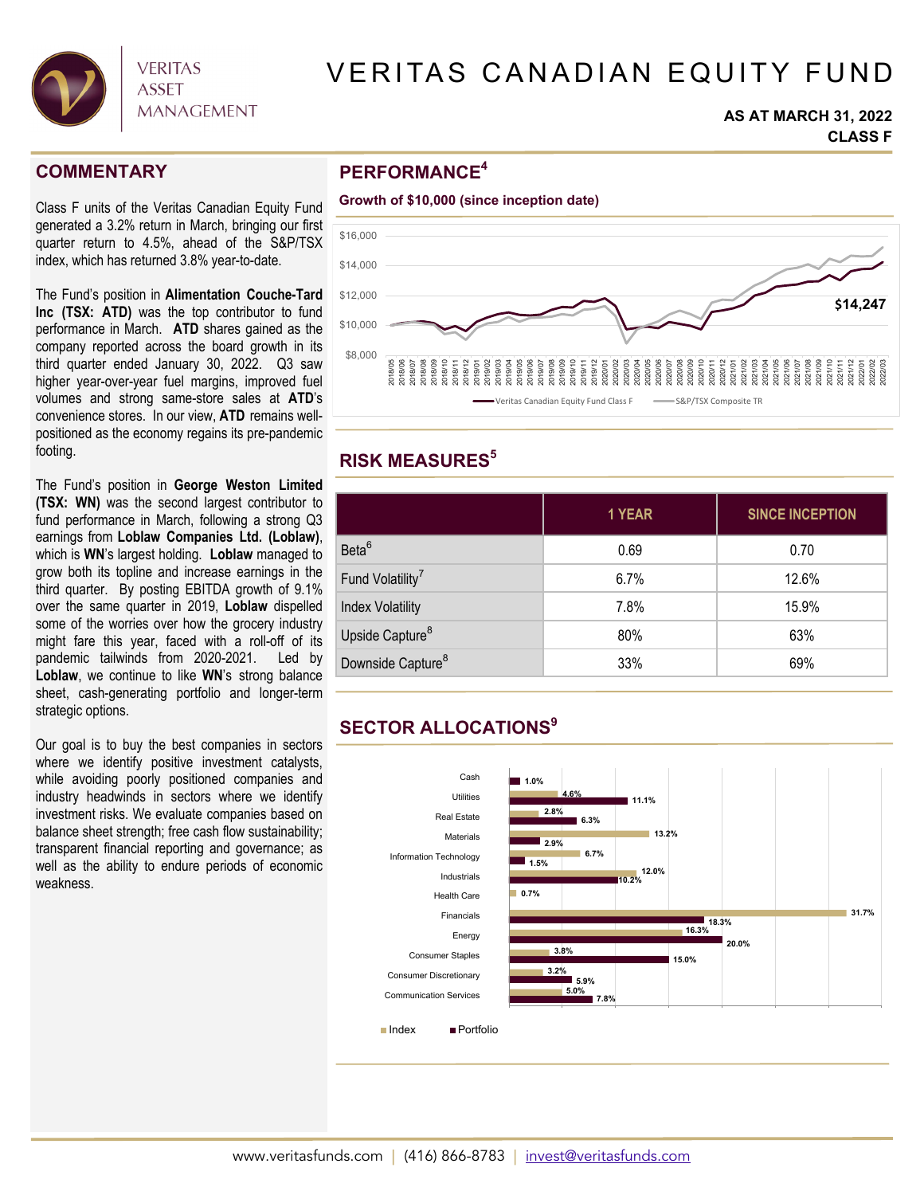# VERITAS CANADIAN EQUITY FUND

**AS AT MARCH 31, 2022**
**CLASS F**

## COMMENTARY

Class F units of the Veritas Canadian Equity Fund generated a 3.2% return in March, bringing our first quarter return to 4.5%, ahead of the S&P/TSX index, which has returned 3.8% year-to-date.

The Fund's position in **Alimentation Couche-Tard Inc (TSX: ATD)** was the top contributor to fund performance in March. **ATD** shares gained as the company reported across the board growth in its third quarter ended January 30, 2022. Q3 saw higher year-over-year fuel margins, improved fuel volumes and strong same-store sales at **ATD**'s convenience stores. In our view, **ATD** remains well-positioned as the economy regains its pre-pandemic footing.

The Fund's position in **George Weston Limited (TSX: WN)** was the second largest contributor to fund performance in March, following a strong Q3 earnings from **Loblaw Companies Ltd. (Loblaw)**, which is **WN**'s largest holding. **Loblaw** managed to grow both its topline and increase earnings in the third quarter. By posting EBITDA growth of 9.1% over the same quarter in 2019, **Loblaw** dispelled some of the worries over how the grocery industry might fare this year, faced with a roll-off of its pandemic tailwinds from 2020-2021. Led by **Loblaw**, we continue to like **WN**'s strong balance sheet, cash-generating portfolio and longer-term strategic options.

Our goal is to buy the best companies in sectors where we identify positive investment catalysts, while avoiding poorly positioned companies and industry headwinds in sectors where we identify investment risks. We evaluate companies based on balance sheet strength; free cash flow sustainability; transparent financial reporting and governance; as well as the ability to endure periods of economic weakness.

## PERFORMANCE[4]

**Growth of $10,000 (since inception date)**

Chart: Veritas Canadian Equity Fund Class F vs. S&P/TSX Composite TR, 2018/05 to 2022/03. Ending value: $14,247

## RISK MEASURES[5]

| | 1 YEAR | SINCE INCEPTION |
|---|---|---|
| Beta[6] | 0.69 | 0.70 |
| Fund Volatility[7] | 6.7% | 12.6% |
| Index Volatility | 7.8% | 15.9% |
| Upside Capture[8] | 80% | 63% |
| Downside Capture[8] | 33% | 69% |

## SECTOR ALLOCATIONS[9]

| Sector | Index | Portfolio |
|---|---|---|
| Cash | | 1.0% |
| Utilities | 4.6% | 11.1% |
| Real Estate | 2.8% | 6.3% |
| Materials | 13.2% | 2.9% |
| Information Technology | 6.7% | 1.5% |
| Industrials | 12.0% | 10.2% |
| Health Care | 0.7% | |
| Financials | 31.7% | 18.3% |
| Energy | 16.3% | 20.0% |
| Consumer Staples | 3.8% | 15.0% |
| Consumer Discretionary | 3.2% | 5.9% |
| Communication Services | 5.0% | 7.8% |

www.veritasfunds.com | (416) 866-8783 | invest@veritasfunds.com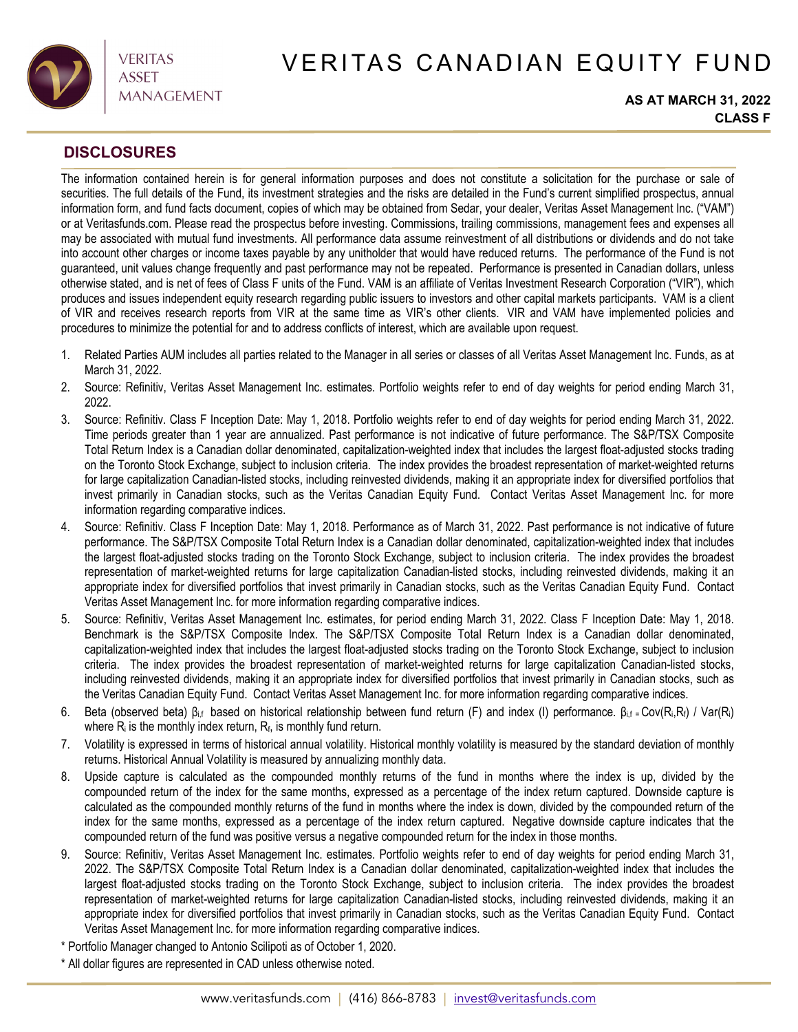# VERITAS CANADIAN EQUITY FUND

**AS AT MARCH 31, 2022**
**CLASS F**

## DISCLOSURES

The information contained herein is for general information purposes and does not constitute a solicitation for the purchase or sale of securities. The full details of the Fund, its investment strategies and the risks are detailed in the Fund's current simplified prospectus, annual information form, and fund facts document, copies of which may be obtained from Sedar, your dealer, Veritas Asset Management Inc. ("VAM") or at Veritasfunds.com. Please read the prospectus before investing. Commissions, trailing commissions, management fees and expenses all may be associated with mutual fund investments. All performance data assume reinvestment of all distributions or dividends and do not take into account other charges or income taxes payable by any unitholder that would have reduced returns. The performance of the Fund is not guaranteed, unit values change frequently and past performance may not be repeated. Performance is presented in Canadian dollars, unless otherwise stated, and is net of fees of Class F units of the Fund. VAM is an affiliate of Veritas Investment Research Corporation ("VIR"), which produces and issues independent equity research regarding public issuers to investors and other capital markets participants. VAM is a client of VIR and receives research reports from VIR at the same time as VIR's other clients. VIR and VAM have implemented policies and procedures to minimize the potential for and to address conflicts of interest, which are available upon request.

1. Related Parties AUM includes all parties related to the Manager in all series or classes of all Veritas Asset Management Inc. Funds, as at March 31, 2022.
2. Source: Refinitiv, Veritas Asset Management Inc. estimates. Portfolio weights refer to end of day weights for period ending March 31, 2022.
3. Source: Refinitiv. Class F Inception Date: May 1, 2018. Portfolio weights refer to end of day weights for period ending March 31, 2022. Time periods greater than 1 year are annualized. Past performance is not indicative of future performance. The S&P/TSX Composite Total Return Index is a Canadian dollar denominated, capitalization-weighted index that includes the largest float-adjusted stocks trading on the Toronto Stock Exchange, subject to inclusion criteria. The index provides the broadest representation of market-weighted returns for large capitalization Canadian-listed stocks, including reinvested dividends, making it an appropriate index for diversified portfolios that invest primarily in Canadian stocks, such as the Veritas Canadian Equity Fund. Contact Veritas Asset Management Inc. for more information regarding comparative indices.
4. Source: Refinitiv. Class F Inception Date: May 1, 2018. Performance as of March 31, 2022. Past performance is not indicative of future performance. The S&P/TSX Composite Total Return Index is a Canadian dollar denominated, capitalization-weighted index that includes the largest float-adjusted stocks trading on the Toronto Stock Exchange, subject to inclusion criteria. The index provides the broadest representation of market-weighted returns for large capitalization Canadian-listed stocks, including reinvested dividends, making it an appropriate index for diversified portfolios that invest primarily in Canadian stocks, such as the Veritas Canadian Equity Fund. Contact Veritas Asset Management Inc. for more information regarding comparative indices.
5. Source: Refinitiv, Veritas Asset Management Inc. estimates, for period ending March 31, 2022. Class F Inception Date: May 1, 2018. Benchmark is the S&P/TSX Composite Index. The S&P/TSX Composite Total Return Index is a Canadian dollar denominated, capitalization-weighted index that includes the largest float-adjusted stocks trading on the Toronto Stock Exchange, subject to inclusion criteria. The index provides the broadest representation of market-weighted returns for large capitalization Canadian-listed stocks, including reinvested dividends, making it an appropriate index for diversified portfolios that invest primarily in Canadian stocks, such as the Veritas Canadian Equity Fund. Contact Veritas Asset Management Inc. for more information regarding comparative indices.
6. Beta (observed beta) $\beta_{i,f}$ based on historical relationship between fund return (F) and index (I) performance. $\beta_{i,f} = Cov(R_i,R_f) / Var(R_i)$ where $R_i$ is the monthly index return, $R_f$, is monthly fund return.
7. Volatility is expressed in terms of historical annual volatility. Historical monthly volatility is measured by the standard deviation of monthly returns. Historical Annual Volatility is measured by annualizing monthly data.
8. Upside capture is calculated as the compounded monthly returns of the fund in months where the index is up, divided by the compounded return of the index for the same months, expressed as a percentage of the index return captured. Downside capture is calculated as the compounded monthly returns of the fund in months where the index is down, divided by the compounded return of the index for the same months, expressed as a percentage of the index return captured. Negative downside capture indicates that the compounded return of the fund was positive versus a negative compounded return for the index in those months.
9. Source: Refinitiv, Veritas Asset Management Inc. estimates. Portfolio weights refer to end of day weights for period ending March 31, 2022. The S&P/TSX Composite Total Return Index is a Canadian dollar denominated, capitalization-weighted index that includes the largest float-adjusted stocks trading on the Toronto Stock Exchange, subject to inclusion criteria. The index provides the broadest representation of market-weighted returns for large capitalization Canadian-listed stocks, including reinvested dividends, making it an appropriate index for diversified portfolios that invest primarily in Canadian stocks, such as the Veritas Canadian Equity Fund. Contact Veritas Asset Management Inc. for more information regarding comparative indices.

\* Portfolio Manager changed to Antonio Scilipoti as of October 1, 2020.

\* All dollar figures are represented in CAD unless otherwise noted.

www.veritasfunds.com | (416) 866-8783 | invest@veritasfunds.com